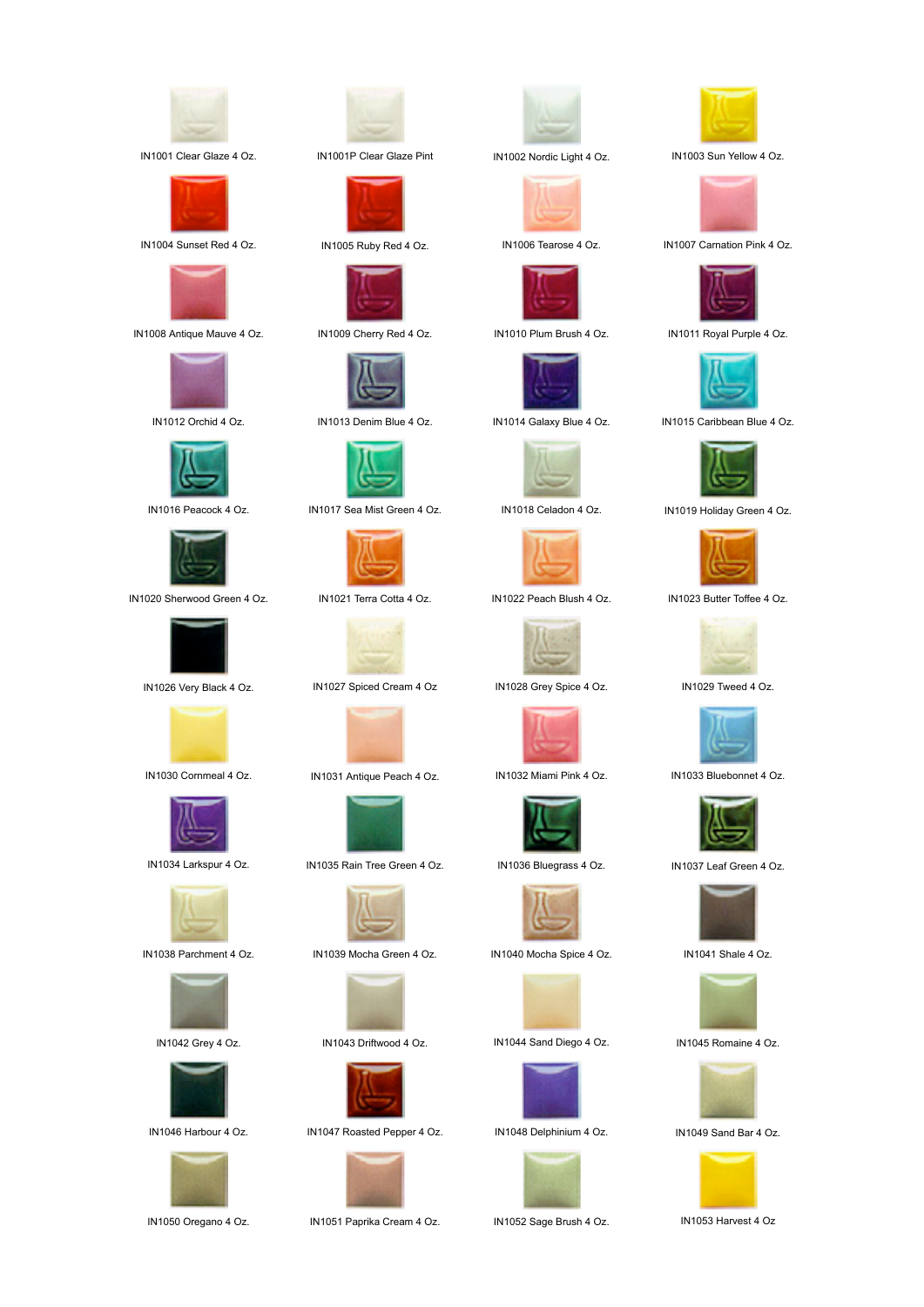| | | | |
|---|---|---|---|
| IN1001 Clear Glaze 4 Oz. | IN1001P Clear Glaze Pint | IN1002 Nordic Light 4 Oz. | IN1003 Sun Yellow 4 Oz. |
| IN1004 Sunset Red 4 Oz. | IN1005 Ruby Red 4 Oz. | IN1006 Tearose 4 Oz. | IN1007 Carnation Pink 4 Oz. |
| IN1008 Antique Mauve 4 Oz. | IN1009 Cherry Red 4 Oz. | IN1010 Plum Brush 4 Oz. | IN1011 Royal Purple 4 Oz. |
| IN1012 Orchid 4 Oz. | IN1013 Denim Blue 4 Oz. | IN1014 Galaxy Blue 4 Oz. | IN1015 Caribbean Blue 4 Oz. |
| IN1016 Peacock 4 Oz. | IN1017 Sea Mist Green 4 Oz. | IN1018 Celadon 4 Oz. | IN1019 Holiday Green 4 Oz. |
| IN1020 Sherwood Green 4 Oz. | IN1021 Terra Cotta 4 Oz. | IN1022 Peach Blush 4 Oz. | IN1023 Butter Toffee 4 Oz. |
| IN1026 Very Black 4 Oz. | IN1027 Spiced Cream 4 Oz | IN1028 Grey Spice 4 Oz. | IN1029 Tweed 4 Oz. |
| IN1030 Cornmeal 4 Oz. | IN1031 Antique Peach 4 Oz. | IN1032 Miami Pink 4 Oz. | IN1033 Bluebonnet 4 Oz. |
| IN1034 Larkspur 4 Oz. | IN1035 Rain Tree Green 4 Oz. | IN1036 Bluegrass 4 Oz. | IN1037 Leaf Green 4 Oz. |
| IN1038 Parchment 4 Oz. | IN1039 Mocha Green 4 Oz. | IN1040 Mocha Spice 4 Oz. | IN1041 Shale 4 Oz. |
| IN1042 Grey 4 Oz. | IN1043 Driftwood 4 Oz. | IN1044 Sand Diego 4 Oz. | IN1045 Romaine 4 Oz. |
| IN1046 Harbour 4 Oz. | IN1047 Roasted Pepper 4 Oz. | IN1048 Delphinium 4 Oz. | IN1049 Sand Bar 4 Oz. |
| IN1050 Oregano 4 Oz. | IN1051 Paprika Cream 4 Oz. | IN1052 Sage Brush 4 Oz. | IN1053 Harvest 4 Oz |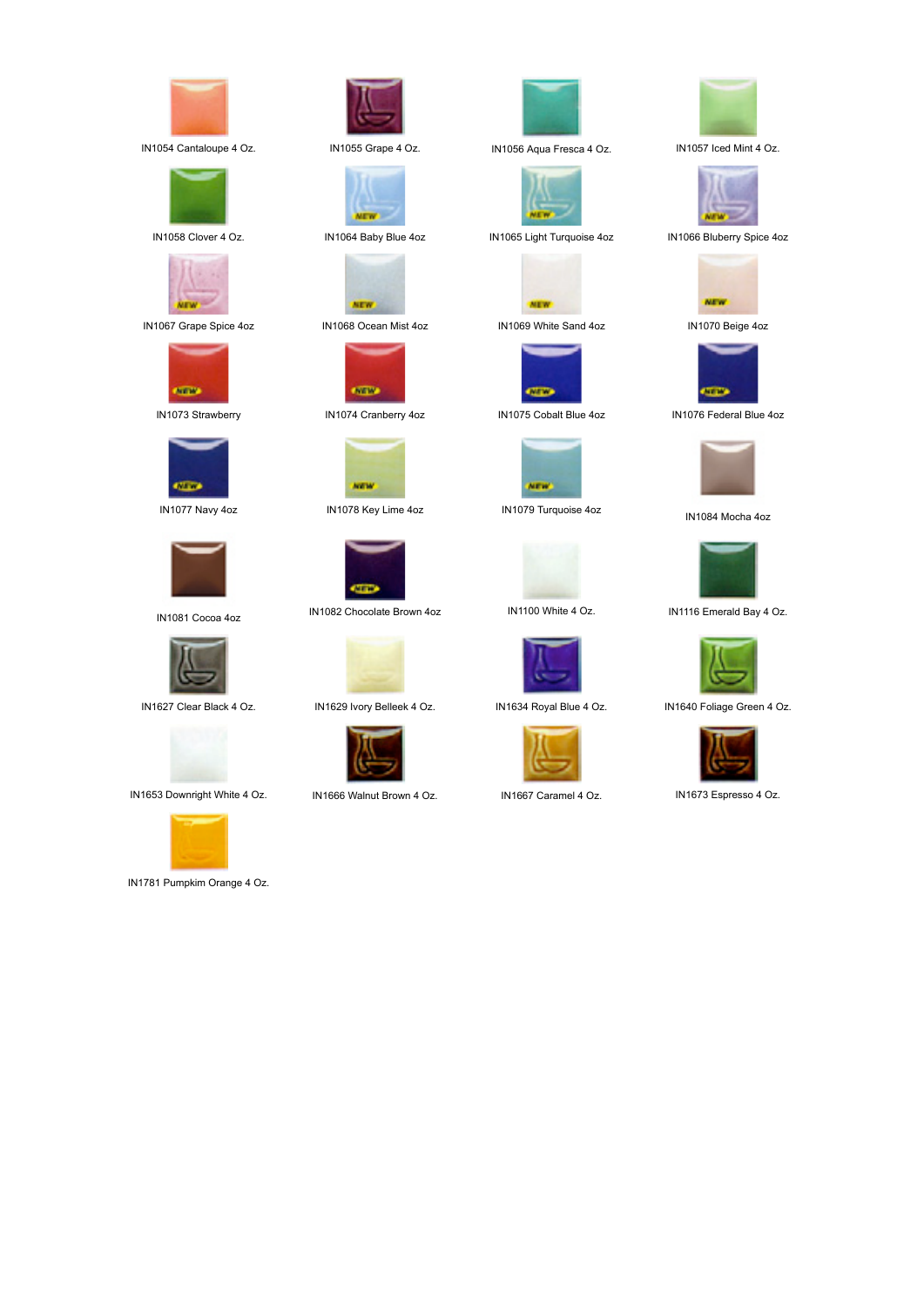IN1054 Cantaloupe 4 Oz.

IN1055 Grape 4 Oz.

IN1056 Aqua Fresca 4 Oz.

IN1057 Iced Mint 4 Oz.

IN1058 Clover 4 Oz.

IN1064 Baby Blue 4oz

IN1065 Light Turquoise 4oz

IN1066 Bluberry Spice 4oz

IN1067 Grape Spice 4oz

IN1068 Ocean Mist 4oz

IN1069 White Sand 4oz

IN1070 Beige 4oz

IN1073 Strawberry

IN1074 Cranberry 4oz

IN1075 Cobalt Blue 4oz

IN1076 Federal Blue 4oz

IN1077 Navy 4oz

IN1078 Key Lime 4oz

IN1079 Turquoise 4oz

IN1084 Mocha 4oz

IN1081 Cocoa 4oz

IN1082 Chocolate Brown 4oz

IN1100 White 4 Oz.

IN1116 Emerald Bay 4 Oz.

IN1627 Clear Black 4 Oz.

IN1629 Ivory Belleek 4 Oz.

IN1634 Royal Blue 4 Oz.

IN1640 Foliage Green 4 Oz.

IN1653 Downright White 4 Oz.

IN1666 Walnut Brown 4 Oz.

IN1667 Caramel 4 Oz.

IN1673 Espresso 4 Oz.

IN1781 Pumpkim Orange 4 Oz.